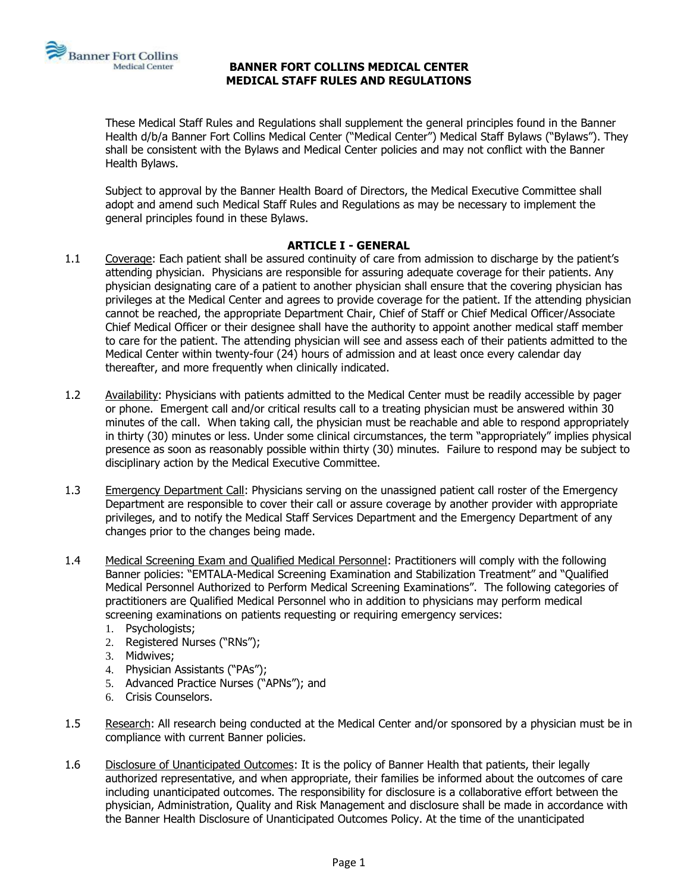# BANNER FORT COLLINS MEDICAL CENTER
# MEDICAL STAFF RULES AND REGULATIONS

These Medical Staff Rules and Regulations shall supplement the general principles found in the Banner Health d/b/a Banner Fort Collins Medical Center ("Medical Center") Medical Staff Bylaws ("Bylaws"). They shall be consistent with the Bylaws and Medical Center policies and may not conflict with the Banner Health Bylaws.

Subject to approval by the Banner Health Board of Directors, the Medical Executive Committee shall adopt and amend such Medical Staff Rules and Regulations as may be necessary to implement the general principles found in these Bylaws.

## ARTICLE I - GENERAL

1.1 Coverage: Each patient shall be assured continuity of care from admission to discharge by the patient's attending physician. Physicians are responsible for assuring adequate coverage for their patients. Any physician designating care of a patient to another physician shall ensure that the covering physician has privileges at the Medical Center and agrees to provide coverage for the patient. If the attending physician cannot be reached, the appropriate Department Chair, Chief of Staff or Chief Medical Officer/Associate Chief Medical Officer or their designee shall have the authority to appoint another medical staff member to care for the patient. The attending physician will see and assess each of their patients admitted to the Medical Center within twenty-four (24) hours of admission and at least once every calendar day thereafter, and more frequently when clinically indicated.

1.2 Availability: Physicians with patients admitted to the Medical Center must be readily accessible by pager or phone. Emergent call and/or critical results call to a treating physician must be answered within 30 minutes of the call. When taking call, the physician must be reachable and able to respond appropriately in thirty (30) minutes or less. Under some clinical circumstances, the term "appropriately" implies physical presence as soon as reasonably possible within thirty (30) minutes. Failure to respond may be subject to disciplinary action by the Medical Executive Committee.

1.3 Emergency Department Call: Physicians serving on the unassigned patient call roster of the Emergency Department are responsible to cover their call or assure coverage by another provider with appropriate privileges, and to notify the Medical Staff Services Department and the Emergency Department of any changes prior to the changes being made.

1.4 Medical Screening Exam and Qualified Medical Personnel: Practitioners will comply with the following Banner policies: "EMTALA-Medical Screening Examination and Stabilization Treatment" and "Qualified Medical Personnel Authorized to Perform Medical Screening Examinations". The following categories of practitioners are Qualified Medical Personnel who in addition to physicians may perform medical screening examinations on patients requesting or requiring emergency services:

1. Psychologists;
2. Registered Nurses ("RNs");
3. Midwives;
4. Physician Assistants ("PAs");
5. Advanced Practice Nurses ("APNs"); and
6. Crisis Counselors.

1.5 Research: All research being conducted at the Medical Center and/or sponsored by a physician must be in compliance with current Banner policies.

1.6 Disclosure of Unanticipated Outcomes: It is the policy of Banner Health that patients, their legally authorized representative, and when appropriate, their families be informed about the outcomes of care including unanticipated outcomes. The responsibility for disclosure is a collaborative effort between the physician, Administration, Quality and Risk Management and disclosure shall be made in accordance with the Banner Health Disclosure of Unanticipated Outcomes Policy. At the time of the unanticipated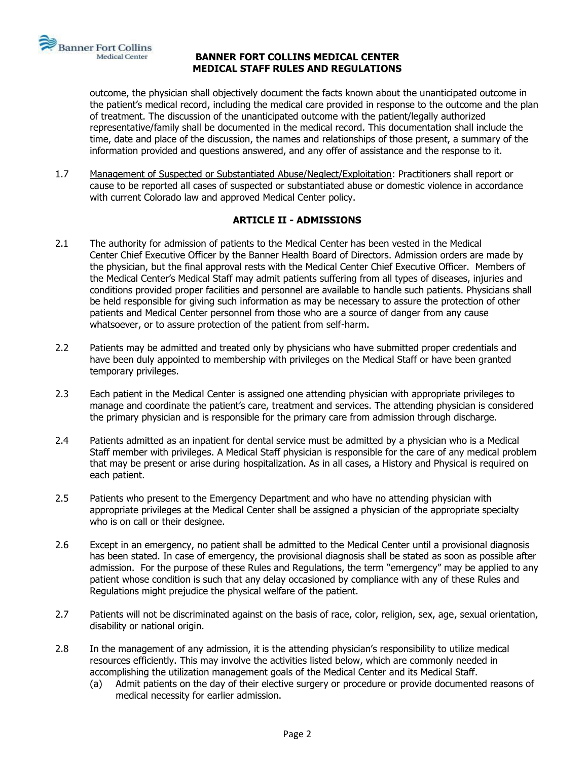outcome, the physician shall objectively document the facts known about the unanticipated outcome in the patient's medical record, including the medical care provided in response to the outcome and the plan of treatment. The discussion of the unanticipated outcome with the patient/legally authorized representative/family shall be documented in the medical record. This documentation shall include the time, date and place of the discussion, the names and relationships of those present, a summary of the information provided and questions answered, and any offer of assistance and the response to it.

1.7 Management of Suspected or Substantiated Abuse/Neglect/Exploitation: Practitioners shall report or cause to be reported all cases of suspected or substantiated abuse or domestic violence in accordance with current Colorado law and approved Medical Center policy.

## ARTICLE II - ADMISSIONS

2.1 The authority for admission of patients to the Medical Center has been vested in the Medical Center Chief Executive Officer by the Banner Health Board of Directors. Admission orders are made by the physician, but the final approval rests with the Medical Center Chief Executive Officer. Members of the Medical Center's Medical Staff may admit patients suffering from all types of diseases, injuries and conditions provided proper facilities and personnel are available to handle such patients. Physicians shall be held responsible for giving such information as may be necessary to assure the protection of other patients and Medical Center personnel from those who are a source of danger from any cause whatsoever, or to assure protection of the patient from self-harm.

2.2 Patients may be admitted and treated only by physicians who have submitted proper credentials and have been duly appointed to membership with privileges on the Medical Staff or have been granted temporary privileges.

2.3 Each patient in the Medical Center is assigned one attending physician with appropriate privileges to manage and coordinate the patient's care, treatment and services. The attending physician is considered the primary physician and is responsible for the primary care from admission through discharge.

2.4 Patients admitted as an inpatient for dental service must be admitted by a physician who is a Medical Staff member with privileges. A Medical Staff physician is responsible for the care of any medical problem that may be present or arise during hospitalization. As in all cases, a History and Physical is required on each patient.

2.5 Patients who present to the Emergency Department and who have no attending physician with appropriate privileges at the Medical Center shall be assigned a physician of the appropriate specialty who is on call or their designee.

2.6 Except in an emergency, no patient shall be admitted to the Medical Center until a provisional diagnosis has been stated. In case of emergency, the provisional diagnosis shall be stated as soon as possible after admission. For the purpose of these Rules and Regulations, the term "emergency" may be applied to any patient whose condition is such that any delay occasioned by compliance with any of these Rules and Regulations might prejudice the physical welfare of the patient.

2.7 Patients will not be discriminated against on the basis of race, color, religion, sex, age, sexual orientation, disability or national origin.

2.8 In the management of any admission, it is the attending physician's responsibility to utilize medical resources efficiently. This may involve the activities listed below, which are commonly needed in accomplishing the utilization management goals of the Medical Center and its Medical Staff.

(a) Admit patients on the day of their elective surgery or procedure or provide documented reasons of medical necessity for earlier admission.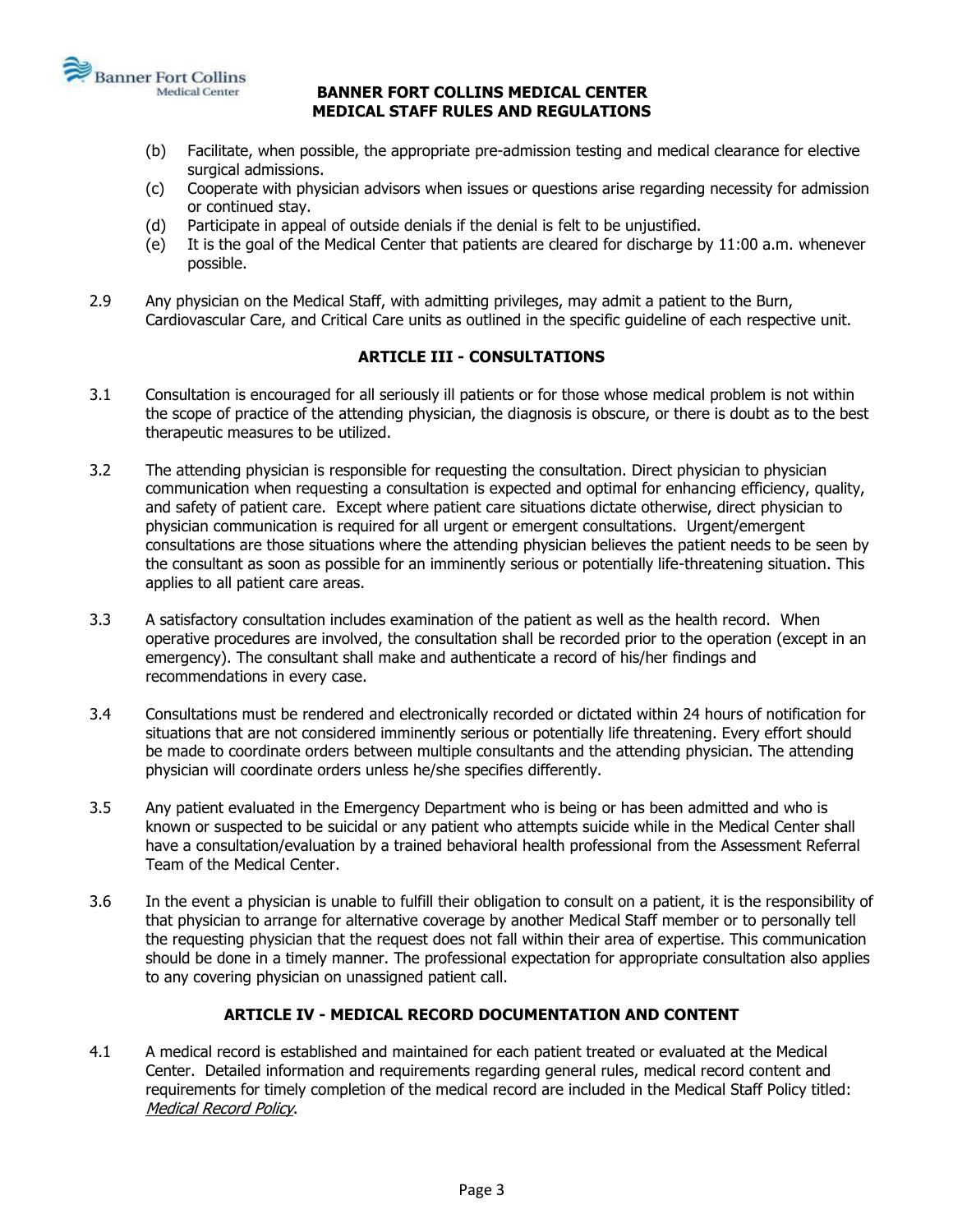(b) Facilitate, when possible, the appropriate pre-admission testing and medical clearance for elective surgical admissions.

(c) Cooperate with physician advisors when issues or questions arise regarding necessity for admission or continued stay.

(d) Participate in appeal of outside denials if the denial is felt to be unjustified.

(e) It is the goal of the Medical Center that patients are cleared for discharge by 11:00 a.m. whenever possible.

2.9 Any physician on the Medical Staff, with admitting privileges, may admit a patient to the Burn, Cardiovascular Care, and Critical Care units as outlined in the specific guideline of each respective unit.

## ARTICLE III - CONSULTATIONS

3.1 Consultation is encouraged for all seriously ill patients or for those whose medical problem is not within the scope of practice of the attending physician, the diagnosis is obscure, or there is doubt as to the best therapeutic measures to be utilized.

3.2 The attending physician is responsible for requesting the consultation. Direct physician to physician communication when requesting a consultation is expected and optimal for enhancing efficiency, quality, and safety of patient care. Except where patient care situations dictate otherwise, direct physician to physician communication is required for all urgent or emergent consultations. Urgent/emergent consultations are those situations where the attending physician believes the patient needs to be seen by the consultant as soon as possible for an imminently serious or potentially life-threatening situation. This applies to all patient care areas.

3.3 A satisfactory consultation includes examination of the patient as well as the health record. When operative procedures are involved, the consultation shall be recorded prior to the operation (except in an emergency). The consultant shall make and authenticate a record of his/her findings and recommendations in every case.

3.4 Consultations must be rendered and electronically recorded or dictated within 24 hours of notification for situations that are not considered imminently serious or potentially life threatening. Every effort should be made to coordinate orders between multiple consultants and the attending physician. The attending physician will coordinate orders unless he/she specifies differently.

3.5 Any patient evaluated in the Emergency Department who is being or has been admitted and who is known or suspected to be suicidal or any patient who attempts suicide while in the Medical Center shall have a consultation/evaluation by a trained behavioral health professional from the Assessment Referral Team of the Medical Center.

3.6 In the event a physician is unable to fulfill their obligation to consult on a patient, it is the responsibility of that physician to arrange for alternative coverage by another Medical Staff member or to personally tell the requesting physician that the request does not fall within their area of expertise. This communication should be done in a timely manner. The professional expectation for appropriate consultation also applies to any covering physician on unassigned patient call.

## ARTICLE IV - MEDICAL RECORD DOCUMENTATION AND CONTENT

4.1 A medical record is established and maintained for each patient treated or evaluated at the Medical Center. Detailed information and requirements regarding general rules, medical record content and requirements for timely completion of the medical record are included in the Medical Staff Policy titled: *Medical Record Policy*.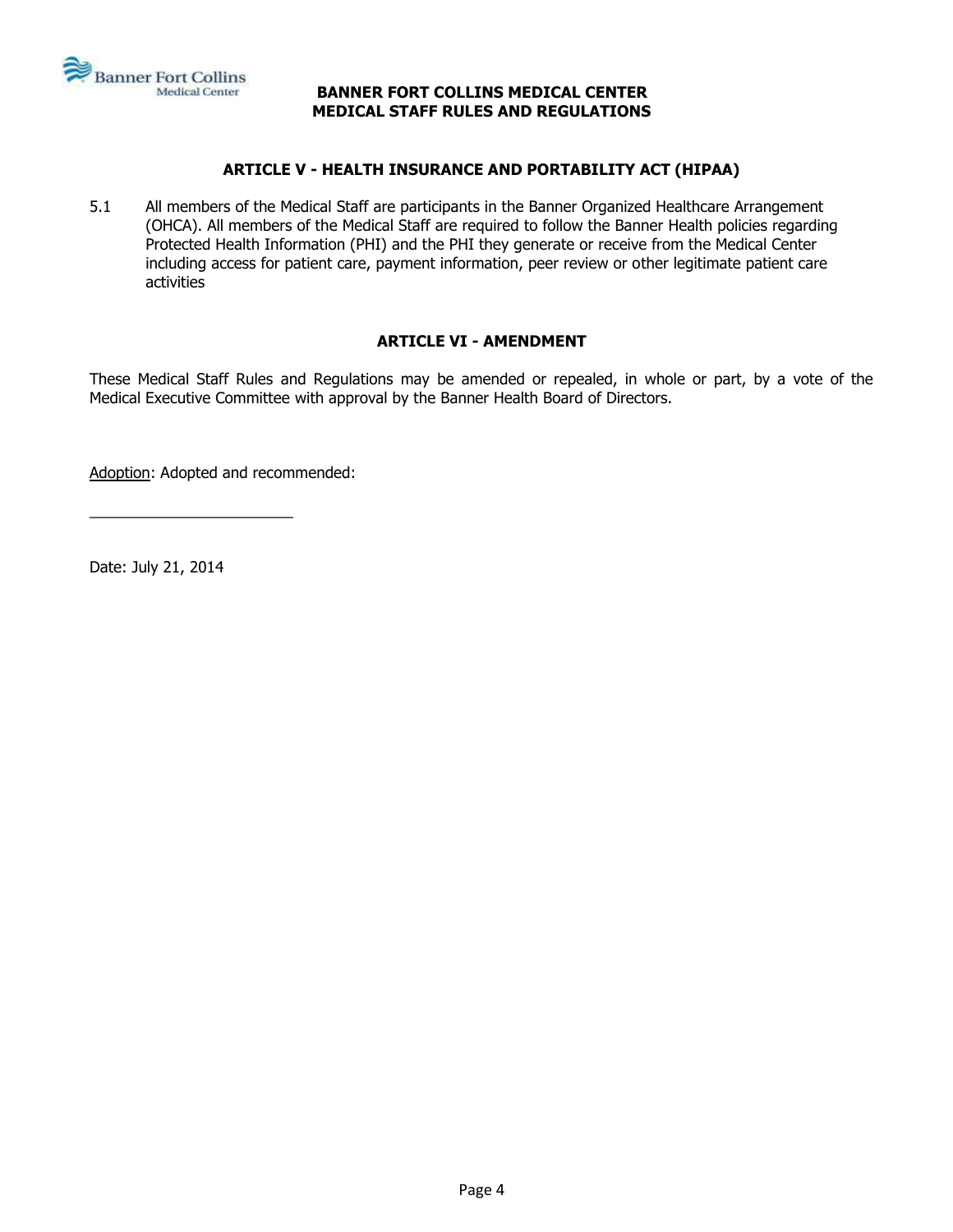## ARTICLE V - HEALTH INSURANCE AND PORTABILITY ACT (HIPAA)

5.1 All members of the Medical Staff are participants in the Banner Organized Healthcare Arrangement (OHCA). All members of the Medical Staff are required to follow the Banner Health policies regarding Protected Health Information (PHI) and the PHI they generate or receive from the Medical Center including access for patient care, payment information, peer review or other legitimate patient care activities

## ARTICLE VI - AMENDMENT

These Medical Staff Rules and Regulations may be amended or repealed, in whole or part, by a vote of the Medical Executive Committee with approval by the Banner Health Board of Directors.

Adoption: Adopted and recommended:

\_\_\_\_\_\_\_\_\_\_\_\_\_\_\_\_\_\_\_\_\_\_\_\_

Date: July 21, 2014